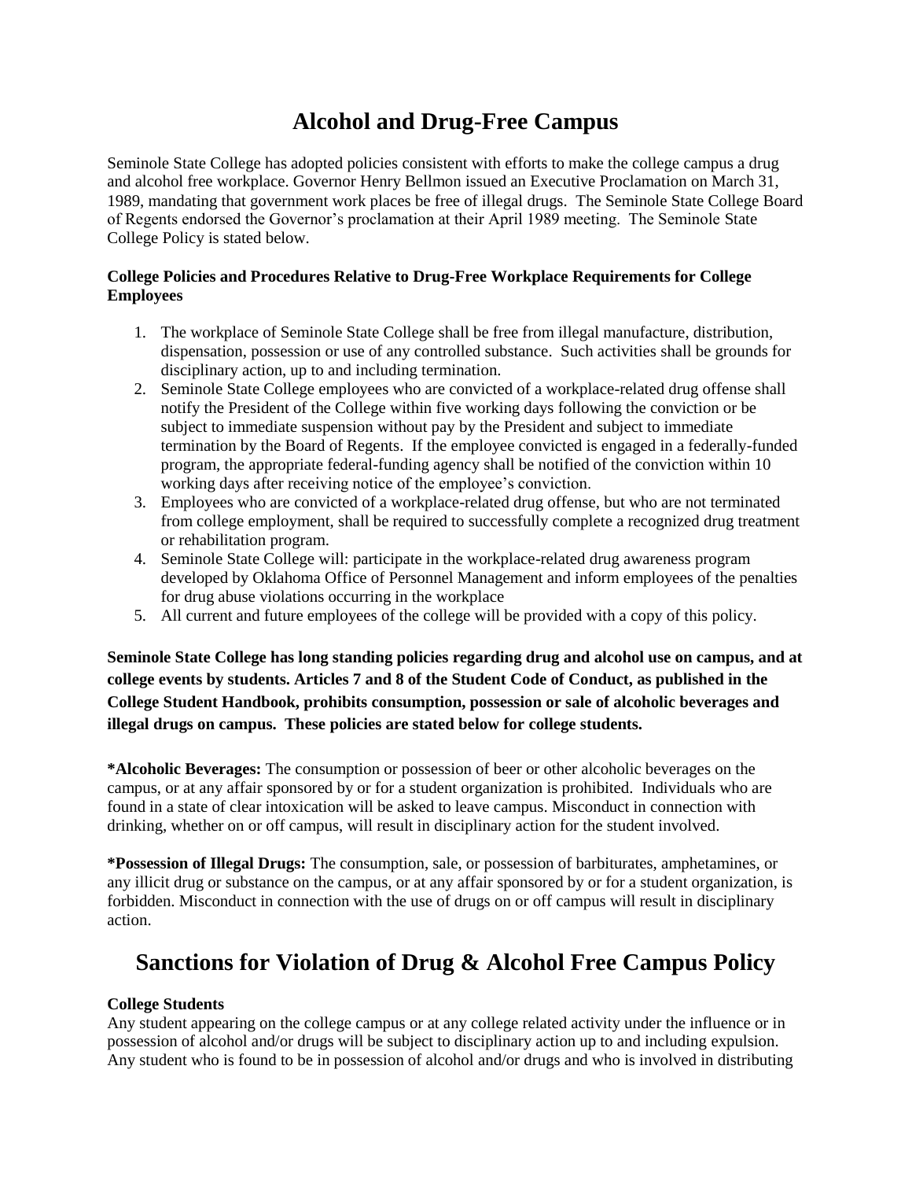# Alcohol and Drug-Free Campus

Seminole State College has adopted policies consistent with efforts to make the college campus a drug and alcohol free workplace. Governor Henry Bellmon issued an Executive Proclamation on March 31, 1989, mandating that government work places be free of illegal drugs. The Seminole State College Board of Regents endorsed the Governor's proclamation at their April 1989 meeting. The Seminole State College Policy is stated below.

**College Policies and Procedures Relative to Drug-Free Workplace Requirements for College Employees**

1. The workplace of Seminole State College shall be free from illegal manufacture, distribution, dispensation, possession or use of any controlled substance. Such activities shall be grounds for disciplinary action, up to and including termination.
2. Seminole State College employees who are convicted of a workplace-related drug offense shall notify the President of the College within five working days following the conviction or be subject to immediate suspension without pay by the President and subject to immediate termination by the Board of Regents. If the employee convicted is engaged in a federally-funded program, the appropriate federal-funding agency shall be notified of the conviction within 10 working days after receiving notice of the employee's conviction.
3. Employees who are convicted of a workplace-related drug offense, but who are not terminated from college employment, shall be required to successfully complete a recognized drug treatment or rehabilitation program.
4. Seminole State College will: participate in the workplace-related drug awareness program developed by Oklahoma Office of Personnel Management and inform employees of the penalties for drug abuse violations occurring in the workplace
5. All current and future employees of the college will be provided with a copy of this policy.

**Seminole State College has long standing policies regarding drug and alcohol use on campus, and at college events by students. Articles 7 and 8 of the Student Code of Conduct, as published in the College Student Handbook, prohibits consumption, possession or sale of alcoholic beverages and illegal drugs on campus. These policies are stated below for college students.**

**\*Alcoholic Beverages:** The consumption or possession of beer or other alcoholic beverages on the campus, or at any affair sponsored by or for a student organization is prohibited. Individuals who are found in a state of clear intoxication will be asked to leave campus. Misconduct in connection with drinking, whether on or off campus, will result in disciplinary action for the student involved.

**\*Possession of Illegal Drugs:** The consumption, sale, or possession of barbiturates, amphetamines, or any illicit drug or substance on the campus, or at any affair sponsored by or for a student organization, is forbidden. Misconduct in connection with the use of drugs on or off campus will result in disciplinary action.

# Sanctions for Violation of Drug & Alcohol Free Campus Policy

**College Students**

Any student appearing on the college campus or at any college related activity under the influence or in possession of alcohol and/or drugs will be subject to disciplinary action up to and including expulsion. Any student who is found to be in possession of alcohol and/or drugs and who is involved in distributing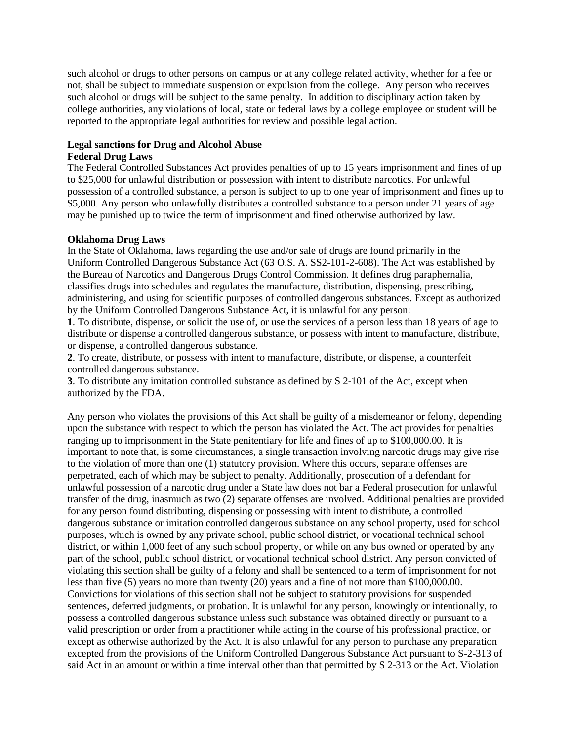such alcohol or drugs to other persons on campus or at any college related activity, whether for a fee or not, shall be subject to immediate suspension or expulsion from the college. Any person who receives such alcohol or drugs will be subject to the same penalty. In addition to disciplinary action taken by college authorities, any violations of local, state or federal laws by a college employee or student will be reported to the appropriate legal authorities for review and possible legal action.

**Legal sanctions for Drug and Alcohol Abuse**

**Federal Drug Laws**

The Federal Controlled Substances Act provides penalties of up to 15 years imprisonment and fines of up to $25,000 for unlawful distribution or possession with intent to distribute narcotics. For unlawful possession of a controlled substance, a person is subject to up to one year of imprisonment and fines up to $5,000. Any person who unlawfully distributes a controlled substance to a person under 21 years of age may be punished up to twice the term of imprisonment and fined otherwise authorized by law.

**Oklahoma Drug Laws**

In the State of Oklahoma, laws regarding the use and/or sale of drugs are found primarily in the Uniform Controlled Dangerous Substance Act (63 O.S. A. SS2-101-2-608). The Act was established by the Bureau of Narcotics and Dangerous Drugs Control Commission. It defines drug paraphernalia, classifies drugs into schedules and regulates the manufacture, distribution, dispensing, prescribing, administering, and using for scientific purposes of controlled dangerous substances. Except as authorized by the Uniform Controlled Dangerous Substance Act, it is unlawful for any person:

**1**. To distribute, dispense, or solicit the use of, or use the services of a person less than 18 years of age to distribute or dispense a controlled dangerous substance, or possess with intent to manufacture, distribute, or dispense, a controlled dangerous substance.

**2**. To create, distribute, or possess with intent to manufacture, distribute, or dispense, a counterfeit controlled dangerous substance.

**3**. To distribute any imitation controlled substance as defined by S 2-101 of the Act, except when authorized by the FDA.

Any person who violates the provisions of this Act shall be guilty of a misdemeanor or felony, depending upon the substance with respect to which the person has violated the Act. The act provides for penalties ranging up to imprisonment in the State penitentiary for life and fines of up to $100,000.00. It is important to note that, is some circumstances, a single transaction involving narcotic drugs may give rise to the violation of more than one (1) statutory provision. Where this occurs, separate offenses are perpetrated, each of which may be subject to penalty. Additionally, prosecution of a defendant for unlawful possession of a narcotic drug under a State law does not bar a Federal prosecution for unlawful transfer of the drug, inasmuch as two (2) separate offenses are involved. Additional penalties are provided for any person found distributing, dispensing or possessing with intent to distribute, a controlled dangerous substance or imitation controlled dangerous substance on any school property, used for school purposes, which is owned by any private school, public school district, or vocational technical school district, or within 1,000 feet of any such school property, or while on any bus owned or operated by any part of the school, public school district, or vocational technical school district. Any person convicted of violating this section shall be guilty of a felony and shall be sentenced to a term of imprisonment for not less than five (5) years no more than twenty (20) years and a fine of not more than $100,000.00. Convictions for violations of this section shall not be subject to statutory provisions for suspended sentences, deferred judgments, or probation. It is unlawful for any person, knowingly or intentionally, to possess a controlled dangerous substance unless such substance was obtained directly or pursuant to a valid prescription or order from a practitioner while acting in the course of his professional practice, or except as otherwise authorized by the Act. It is also unlawful for any person to purchase any preparation excepted from the provisions of the Uniform Controlled Dangerous Substance Act pursuant to S-2-313 of said Act in an amount or within a time interval other than that permitted by S 2-313 or the Act. Violation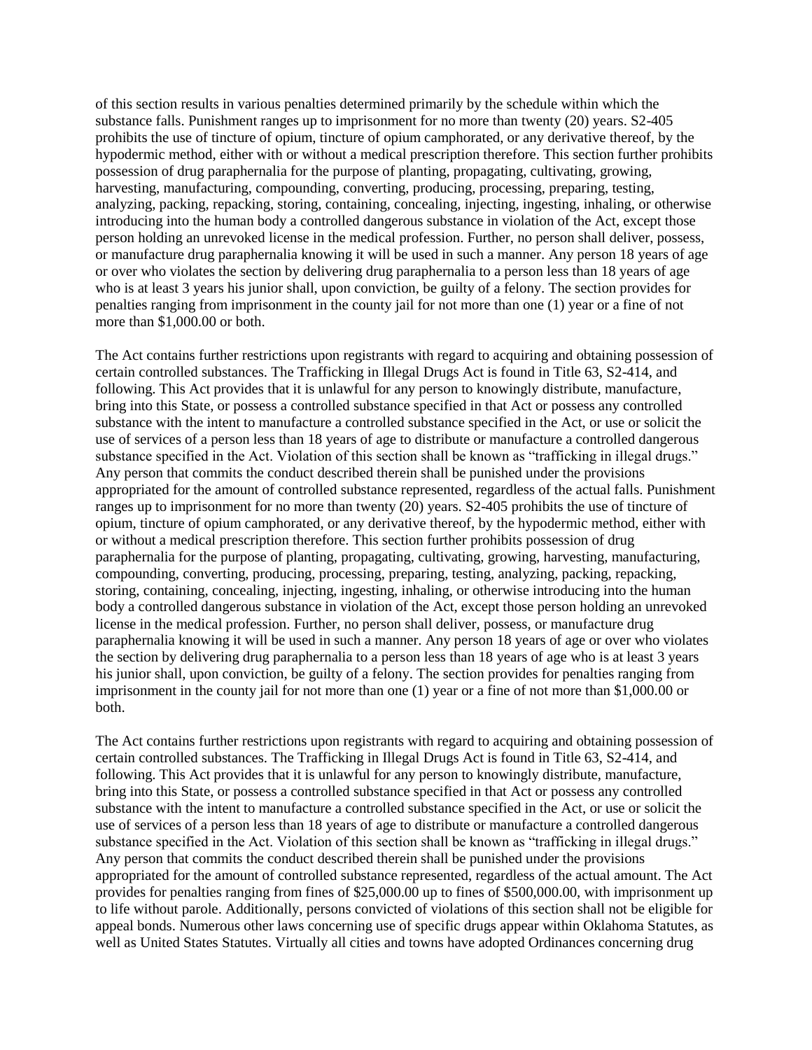of this section results in various penalties determined primarily by the schedule within which the substance falls. Punishment ranges up to imprisonment for no more than twenty (20) years. S2-405 prohibits the use of tincture of opium, tincture of opium camphorated, or any derivative thereof, by the hypodermic method, either with or without a medical prescription therefore. This section further prohibits possession of drug paraphernalia for the purpose of planting, propagating, cultivating, growing, harvesting, manufacturing, compounding, converting, producing, processing, preparing, testing, analyzing, packing, repacking, storing, containing, concealing, injecting, ingesting, inhaling, or otherwise introducing into the human body a controlled dangerous substance in violation of the Act, except those person holding an unrevoked license in the medical profession. Further, no person shall deliver, possess, or manufacture drug paraphernalia knowing it will be used in such a manner. Any person 18 years of age or over who violates the section by delivering drug paraphernalia to a person less than 18 years of age who is at least 3 years his junior shall, upon conviction, be guilty of a felony. The section provides for penalties ranging from imprisonment in the county jail for not more than one (1) year or a fine of not more than $1,000.00 or both.

The Act contains further restrictions upon registrants with regard to acquiring and obtaining possession of certain controlled substances. The Trafficking in Illegal Drugs Act is found in Title 63, S2-414, and following. This Act provides that it is unlawful for any person to knowingly distribute, manufacture, bring into this State, or possess a controlled substance specified in that Act or possess any controlled substance with the intent to manufacture a controlled substance specified in the Act, or use or solicit the use of services of a person less than 18 years of age to distribute or manufacture a controlled dangerous substance specified in the Act. Violation of this section shall be known as "trafficking in illegal drugs." Any person that commits the conduct described therein shall be punished under the provisions appropriated for the amount of controlled substance represented, regardless of the actual falls. Punishment ranges up to imprisonment for no more than twenty (20) years. S2-405 prohibits the use of tincture of opium, tincture of opium camphorated, or any derivative thereof, by the hypodermic method, either with or without a medical prescription therefore. This section further prohibits possession of drug paraphernalia for the purpose of planting, propagating, cultivating, growing, harvesting, manufacturing, compounding, converting, producing, processing, preparing, testing, analyzing, packing, repacking, storing, containing, concealing, injecting, ingesting, inhaling, or otherwise introducing into the human body a controlled dangerous substance in violation of the Act, except those person holding an unrevoked license in the medical profession. Further, no person shall deliver, possess, or manufacture drug paraphernalia knowing it will be used in such a manner. Any person 18 years of age or over who violates the section by delivering drug paraphernalia to a person less than 18 years of age who is at least 3 years his junior shall, upon conviction, be guilty of a felony. The section provides for penalties ranging from imprisonment in the county jail for not more than one (1) year or a fine of not more than $1,000.00 or both.

The Act contains further restrictions upon registrants with regard to acquiring and obtaining possession of certain controlled substances. The Trafficking in Illegal Drugs Act is found in Title 63, S2-414, and following. This Act provides that it is unlawful for any person to knowingly distribute, manufacture, bring into this State, or possess a controlled substance specified in that Act or possess any controlled substance with the intent to manufacture a controlled substance specified in the Act, or use or solicit the use of services of a person less than 18 years of age to distribute or manufacture a controlled dangerous substance specified in the Act. Violation of this section shall be known as "trafficking in illegal drugs." Any person that commits the conduct described therein shall be punished under the provisions appropriated for the amount of controlled substance represented, regardless of the actual amount. The Act provides for penalties ranging from fines of $25,000.00 up to fines of $500,000.00, with imprisonment up to life without parole. Additionally, persons convicted of violations of this section shall not be eligible for appeal bonds. Numerous other laws concerning use of specific drugs appear within Oklahoma Statutes, as well as United States Statutes. Virtually all cities and towns have adopted Ordinances concerning drug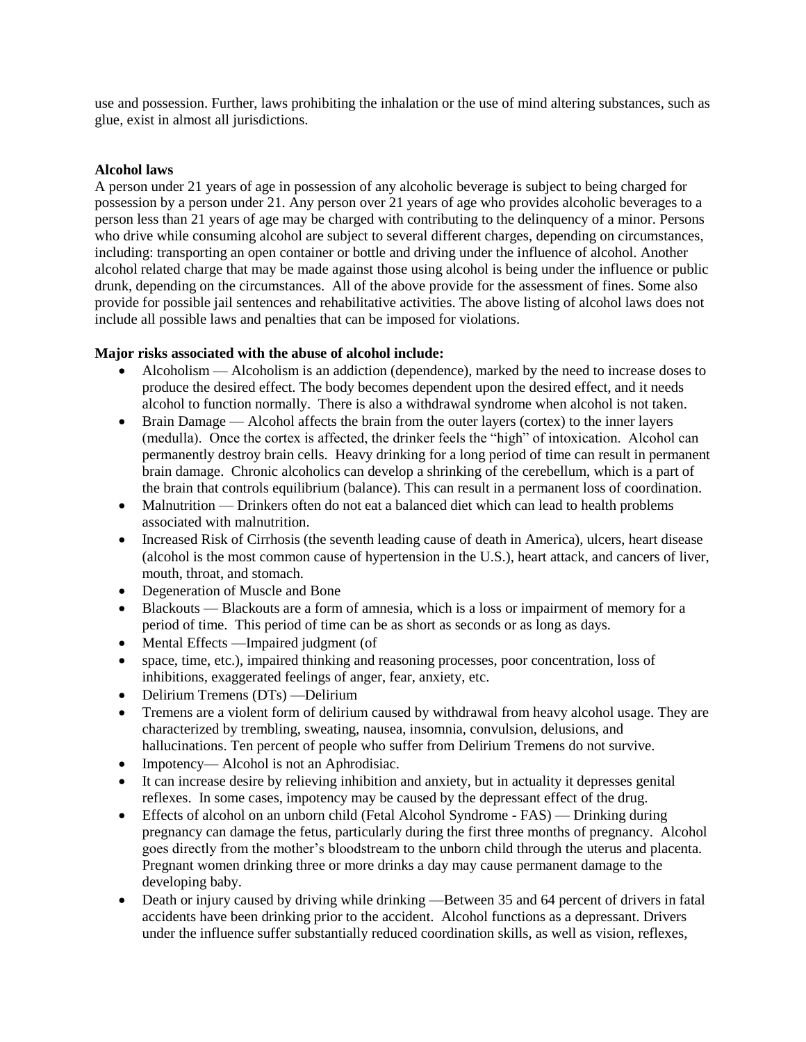use and possession. Further, laws prohibiting the inhalation or the use of mind altering substances, such as glue, exist in almost all jurisdictions.

**Alcohol laws**

A person under 21 years of age in possession of any alcoholic beverage is subject to being charged for possession by a person under 21. Any person over 21 years of age who provides alcoholic beverages to a person less than 21 years of age may be charged with contributing to the delinquency of a minor. Persons who drive while consuming alcohol are subject to several different charges, depending on circumstances, including: transporting an open container or bottle and driving under the influence of alcohol. Another alcohol related charge that may be made against those using alcohol is being under the influence or public drunk, depending on the circumstances. All of the above provide for the assessment of fines. Some also provide for possible jail sentences and rehabilitative activities. The above listing of alcohol laws does not include all possible laws and penalties that can be imposed for violations.

**Major risks associated with the abuse of alcohol include:**

- Alcoholism — Alcoholism is an addiction (dependence), marked by the need to increase doses to produce the desired effect. The body becomes dependent upon the desired effect, and it needs alcohol to function normally. There is also a withdrawal syndrome when alcohol is not taken.
- Brain Damage — Alcohol affects the brain from the outer layers (cortex) to the inner layers (medulla). Once the cortex is affected, the drinker feels the "high" of intoxication. Alcohol can permanently destroy brain cells. Heavy drinking for a long period of time can result in permanent brain damage. Chronic alcoholics can develop a shrinking of the cerebellum, which is a part of the brain that controls equilibrium (balance). This can result in a permanent loss of coordination.
- Malnutrition — Drinkers often do not eat a balanced diet which can lead to health problems associated with malnutrition.
- Increased Risk of Cirrhosis (the seventh leading cause of death in America), ulcers, heart disease (alcohol is the most common cause of hypertension in the U.S.), heart attack, and cancers of liver, mouth, throat, and stomach.
- Degeneration of Muscle and Bone
- Blackouts — Blackouts are a form of amnesia, which is a loss or impairment of memory for a period of time. This period of time can be as short as seconds or as long as days.
- Mental Effects —Impaired judgment (of
- space, time, etc.), impaired thinking and reasoning processes, poor concentration, loss of inhibitions, exaggerated feelings of anger, fear, anxiety, etc.
- Delirium Tremens (DTs) —Delirium
- Tremens are a violent form of delirium caused by withdrawal from heavy alcohol usage. They are characterized by trembling, sweating, nausea, insomnia, convulsion, delusions, and hallucinations. Ten percent of people who suffer from Delirium Tremens do not survive.
- Impotency— Alcohol is not an Aphrodisiac.
- It can increase desire by relieving inhibition and anxiety, but in actuality it depresses genital reflexes. In some cases, impotency may be caused by the depressant effect of the drug.
- Effects of alcohol on an unborn child (Fetal Alcohol Syndrome - FAS) — Drinking during pregnancy can damage the fetus, particularly during the first three months of pregnancy. Alcohol goes directly from the mother's bloodstream to the unborn child through the uterus and placenta. Pregnant women drinking three or more drinks a day may cause permanent damage to the developing baby.
- Death or injury caused by driving while drinking —Between 35 and 64 percent of drivers in fatal accidents have been drinking prior to the accident. Alcohol functions as a depressant. Drivers under the influence suffer substantially reduced coordination skills, as well as vision, reflexes,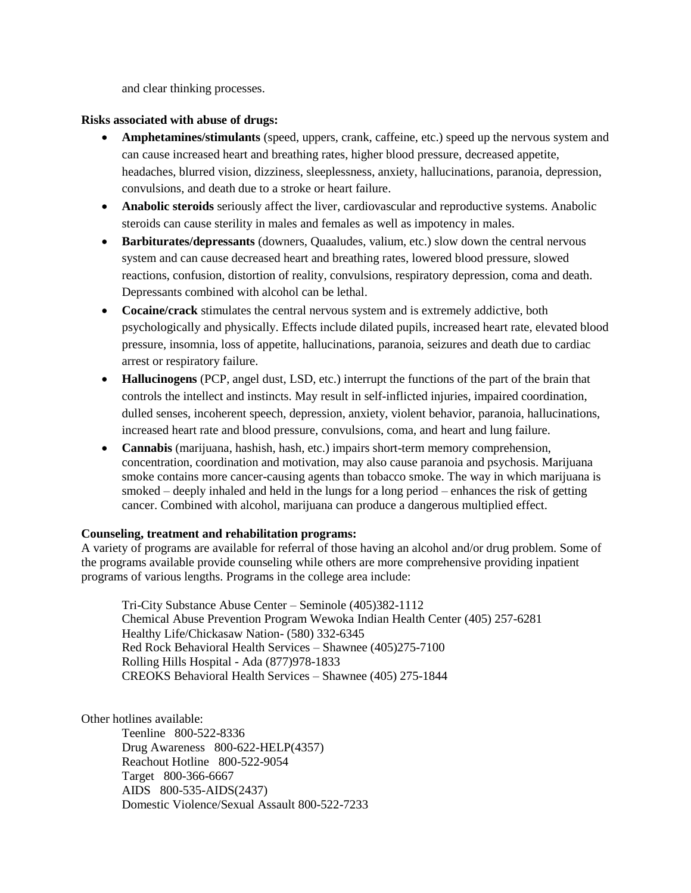and clear thinking processes.

**Risks associated with abuse of drugs:**

- **Amphetamines/stimulants** (speed, uppers, crank, caffeine, etc.) speed up the nervous system and can cause increased heart and breathing rates, higher blood pressure, decreased appetite, headaches, blurred vision, dizziness, sleeplessness, anxiety, hallucinations, paranoia, depression, convulsions, and death due to a stroke or heart failure.
- **Anabolic steroids** seriously affect the liver, cardiovascular and reproductive systems. Anabolic steroids can cause sterility in males and females as well as impotency in males.
- **Barbiturates/depressants** (downers, Quaaludes, valium, etc.) slow down the central nervous system and can cause decreased heart and breathing rates, lowered blood pressure, slowed reactions, confusion, distortion of reality, convulsions, respiratory depression, coma and death. Depressants combined with alcohol can be lethal.
- **Cocaine/crack** stimulates the central nervous system and is extremely addictive, both psychologically and physically. Effects include dilated pupils, increased heart rate, elevated blood pressure, insomnia, loss of appetite, hallucinations, paranoia, seizures and death due to cardiac arrest or respiratory failure.
- **Hallucinogens** (PCP, angel dust, LSD, etc.) interrupt the functions of the part of the brain that controls the intellect and instincts. May result in self-inflicted injuries, impaired coordination, dulled senses, incoherent speech, depression, anxiety, violent behavior, paranoia, hallucinations, increased heart rate and blood pressure, convulsions, coma, and heart and lung failure.
- **Cannabis** (marijuana, hashish, hash, etc.) impairs short-term memory comprehension, concentration, coordination and motivation, may also cause paranoia and psychosis. Marijuana smoke contains more cancer-causing agents than tobacco smoke. The way in which marijuana is smoked – deeply inhaled and held in the lungs for a long period – enhances the risk of getting cancer. Combined with alcohol, marijuana can produce a dangerous multiplied effect.

**Counseling, treatment and rehabilitation programs:**

A variety of programs are available for referral of those having an alcohol and/or drug problem. Some of the programs available provide counseling while others are more comprehensive providing inpatient programs of various lengths. Programs in the college area include:

Tri-City Substance Abuse Center – Seminole (405)382-1112
Chemical Abuse Prevention Program Wewoka Indian Health Center (405) 257-6281
Healthy Life/Chickasaw Nation- (580) 332-6345
Red Rock Behavioral Health Services – Shawnee (405)275-7100
Rolling Hills Hospital - Ada (877)978-1833
CREOKS Behavioral Health Services – Shawnee (405) 275-1844

Other hotlines available:

Teenline 800-522-8336
Drug Awareness 800-622-HELP(4357)
Reachout Hotline 800-522-9054
Target 800-366-6667
AIDS 800-535-AIDS(2437)
Domestic Violence/Sexual Assault 800-522-7233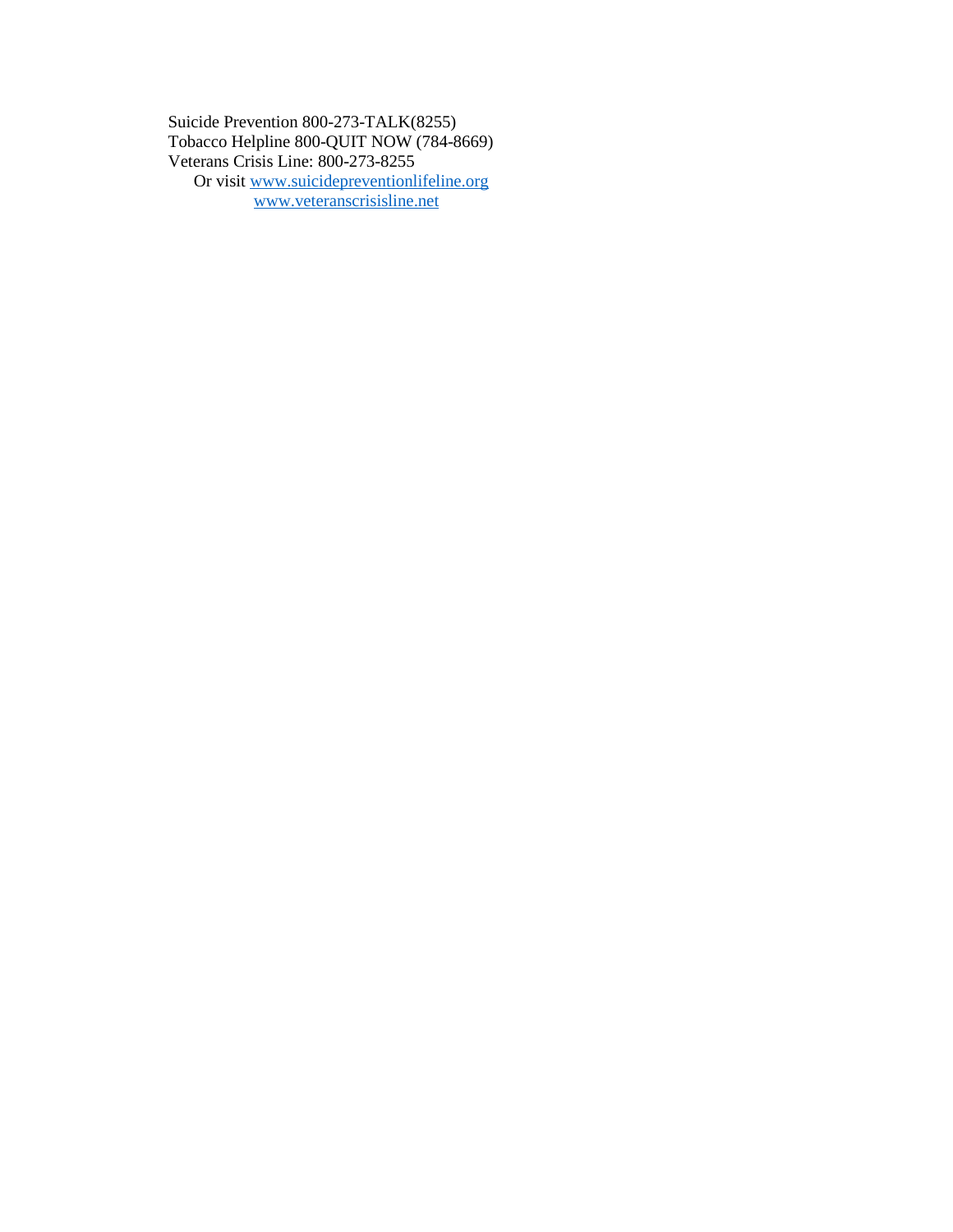Suicide Prevention 800-273-TALK(8255)
Tobacco Helpline 800-QUIT NOW (784-8669)
Veterans Crisis Line: 800-273-8255
Or visit www.suicidepreventionlifeline.org
www.veteranscrisisline.net